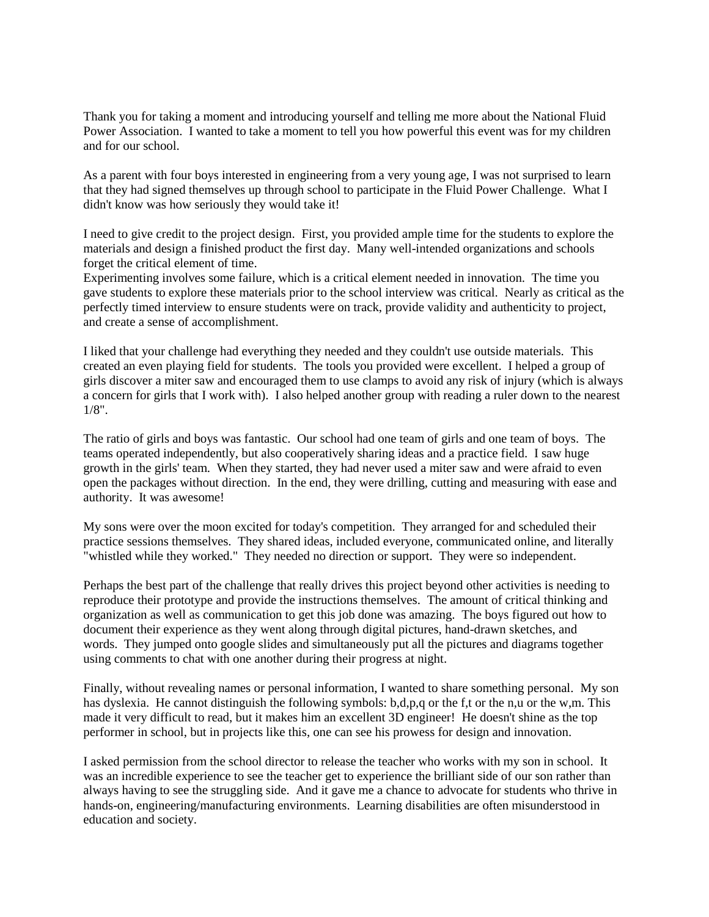Thank you for taking a moment and introducing yourself and telling me more about the National Fluid Power Association. I wanted to take a moment to tell you how powerful this event was for my children and for our school.

As a parent with four boys interested in engineering from a very young age, I was not surprised to learn that they had signed themselves up through school to participate in the Fluid Power Challenge. What I didn't know was how seriously they would take it!

I need to give credit to the project design. First, you provided ample time for the students to explore the materials and design a finished product the first day. Many well-intended organizations and schools forget the critical element of time.
Experimenting involves some failure, which is a critical element needed in innovation. The time you gave students to explore these materials prior to the school interview was critical. Nearly as critical as the perfectly timed interview to ensure students were on track, provide validity and authenticity to project, and create a sense of accomplishment.

I liked that your challenge had everything they needed and they couldn't use outside materials. This created an even playing field for students. The tools you provided were excellent. I helped a group of girls discover a miter saw and encouraged them to use clamps to avoid any risk of injury (which is always a concern for girls that I work with). I also helped another group with reading a ruler down to the nearest 1/8".

The ratio of girls and boys was fantastic. Our school had one team of girls and one team of boys. The teams operated independently, but also cooperatively sharing ideas and a practice field. I saw huge growth in the girls' team. When they started, they had never used a miter saw and were afraid to even open the packages without direction. In the end, they were drilling, cutting and measuring with ease and authority. It was awesome!

My sons were over the moon excited for today's competition. They arranged for and scheduled their practice sessions themselves. They shared ideas, included everyone, communicated online, and literally "whistled while they worked." They needed no direction or support. They were so independent.

Perhaps the best part of the challenge that really drives this project beyond other activities is needing to reproduce their prototype and provide the instructions themselves. The amount of critical thinking and organization as well as communication to get this job done was amazing. The boys figured out how to document their experience as they went along through digital pictures, hand-drawn sketches, and words. They jumped onto google slides and simultaneously put all the pictures and diagrams together using comments to chat with one another during their progress at night.

Finally, without revealing names or personal information, I wanted to share something personal. My son has dyslexia. He cannot distinguish the following symbols: b,d,p,q or the f,t or the n,u or the w,m. This made it very difficult to read, but it makes him an excellent 3D engineer! He doesn't shine as the top performer in school, but in projects like this, one can see his prowess for design and innovation.

I asked permission from the school director to release the teacher who works with my son in school. It was an incredible experience to see the teacher get to experience the brilliant side of our son rather than always having to see the struggling side. And it gave me a chance to advocate for students who thrive in hands-on, engineering/manufacturing environments. Learning disabilities are often misunderstood in education and society.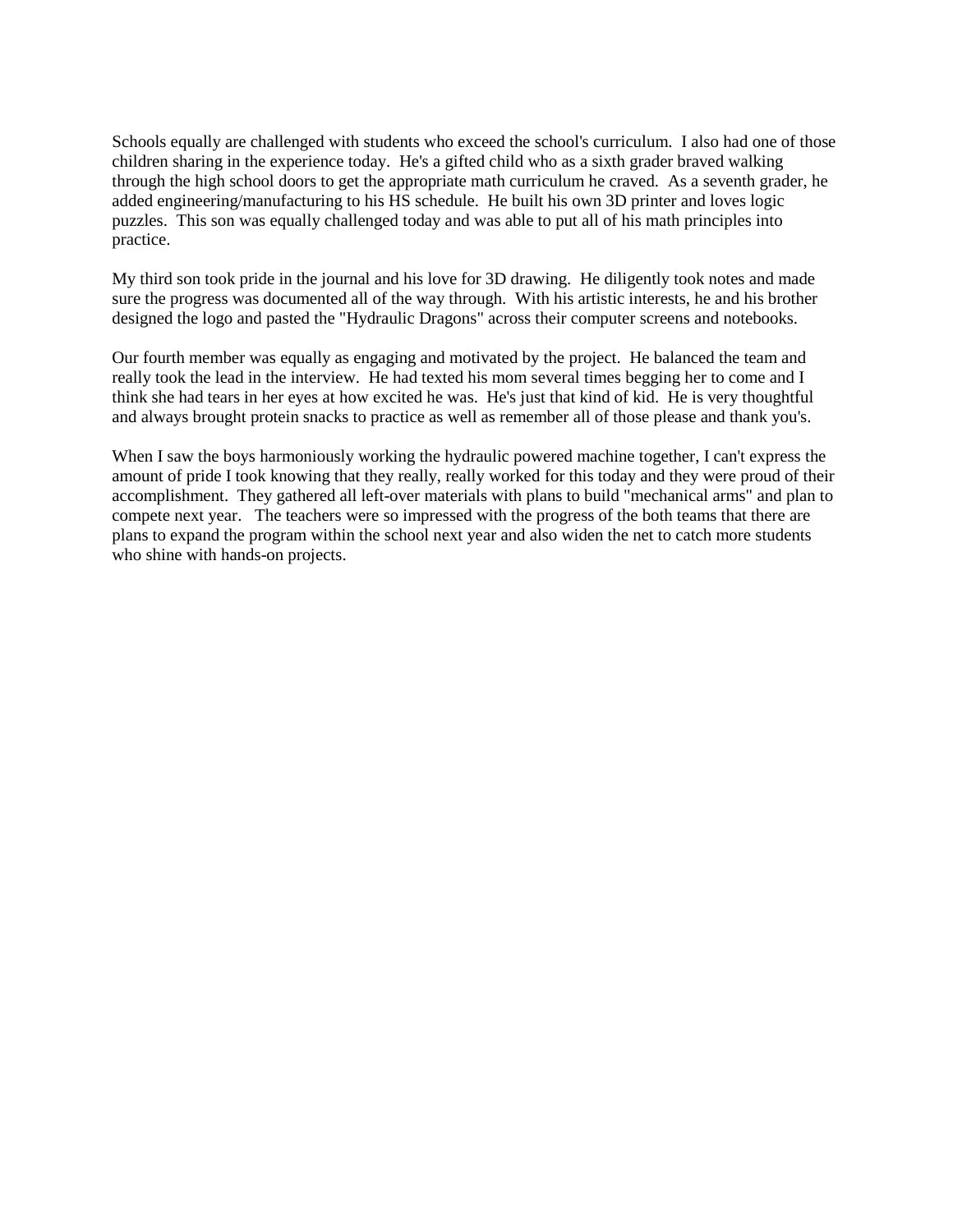Schools equally are challenged with students who exceed the school's curriculum. I also had one of those children sharing in the experience today. He's a gifted child who as a sixth grader braved walking through the high school doors to get the appropriate math curriculum he craved. As a seventh grader, he added engineering/manufacturing to his HS schedule. He built his own 3D printer and loves logic puzzles. This son was equally challenged today and was able to put all of his math principles into practice.

My third son took pride in the journal and his love for 3D drawing. He diligently took notes and made sure the progress was documented all of the way through. With his artistic interests, he and his brother designed the logo and pasted the "Hydraulic Dragons" across their computer screens and notebooks.

Our fourth member was equally as engaging and motivated by the project. He balanced the team and really took the lead in the interview. He had texted his mom several times begging her to come and I think she had tears in her eyes at how excited he was. He's just that kind of kid. He is very thoughtful and always brought protein snacks to practice as well as remember all of those please and thank you's.

When I saw the boys harmoniously working the hydraulic powered machine together, I can't express the amount of pride I took knowing that they really, really worked for this today and they were proud of their accomplishment. They gathered all left-over materials with plans to build "mechanical arms" and plan to compete next year. The teachers were so impressed with the progress of the both teams that there are plans to expand the program within the school next year and also widen the net to catch more students who shine with hands-on projects.